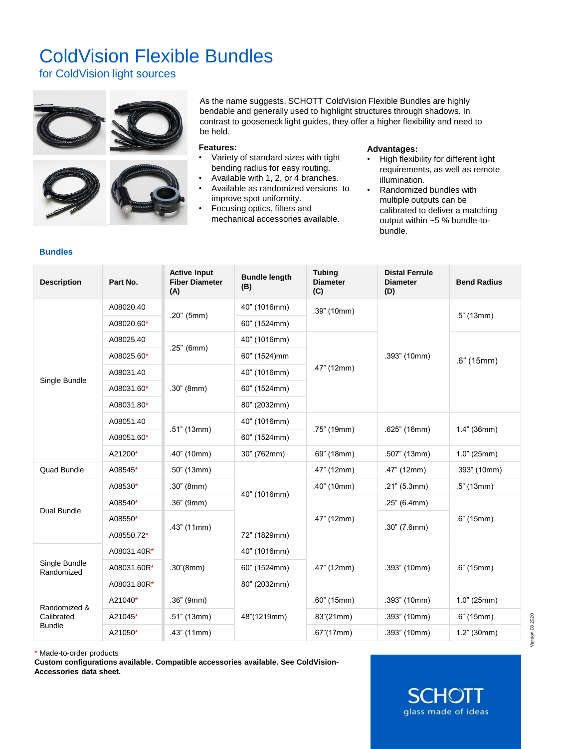# ColdVision Flexible Bundles

## for ColdVision light sources

As the name suggests, SCHOTT ColdVision Flexible Bundles are highly bendable and generally used to highlight structures through shadows. In contrast to gooseneck light guides, they offer a higher flexibility and need to be held.

**Features:**

- Variety of standard sizes with tight bending radius for easy routing.
- Available with 1, 2, or 4 branches.
- Available as randomized versions to improve spot uniformity.
- Focusing optics, filters and mechanical accessories available.

**Advantages:**

- High flexibility for different light requirements, as well as remote illumination.
- Randomized bundles with multiple outputs can be calibrated to deliver a matching output within ~5 % bundle-to-bundle.

### Bundles

| Description | Part No. | Active Input Fiber Diameter (A) | Bundle length (B) | Tubing Diameter (C) | Distal Ferrule Diameter (D) | Bend Radius |
|---|---|---|---|---|---|---|
| Single Bundle | A08020.40 | .20'' (5mm) | 40" (1016mm) | .39" (10mm) | .393" (10mm) | .5" (13mm) |
| | A08020.60* | | 60" (1524mm) | | | |
| | A08025.40 | .25'' (6mm) | 40" (1016mm) | .47" (12mm) | | .6" (15mm) |
| | A08025.60* | | 60" (1524)mm | | | |
| | A08031.40 | .30" (8mm) | 40" (1016mm) | | | |
| | A08031.60* | | 60" (1524mm) | | | |
| | A08031.80* | | 80" (2032mm) | | | |
| | A08051.40 | .51" (13mm) | 40" (1016mm) | .75" (19mm) | .625" (16mm) | 1.4" (36mm) |
| | A08051.60* | | 60" (1524mm) | | | |
| | A21200* | .40" (10mm) | 30" (762mm) | .69" (18mm) | .507" (13mm) | 1.0" (25mm) |
| Quad Bundle | A08545* | .50" (13mm) | 40" (1016mm) | .47" (12mm) | .47" (12mm) | .393" (10mm) |
| Dual Bundle | A08530* | .30" (8mm) | | .40" (10mm) | .21" (5.3mm) | .5" (13mm) |
| | A08540* | .36" (9mm) | | .47" (12mm) | .25" (6.4mm) | .6" (15mm) |
| | A08550* | .43" (11mm) | | | .30" (7.6mm) | |
| | A08550.72* | | 72" (1829mm) | | | |
| Single Bundle Randomized | A08031.40R* | .30"(8mm) | 40" (1016mm) | .47" (12mm) | .393" (10mm) | .6" (15mm) |
| | A08031.60R* | | 60" (1524mm) | | | |
| | A08031.80R* | | 80" (2032mm) | | | |
| Randomized & Calibrated Bundle | A21040* | .36" (9mm) | 48"(1219mm) | .60" (15mm) | .393" (10mm) | 1.0" (25mm) |
| | A21045* | .51" (13mm) | | .83"(21mm) | .393" (10mm) | .6" (15mm) |
| | A21050* | .43" (11mm) | | .67"(17mm) | .393" (10mm) | 1.2" (30mm) |

\* Made-to-order products

**Custom configurations available. Compatible accessories available. See ColdVision-Accessories data sheet.**

SCHOTT
glass made of ideas

Version 08 2020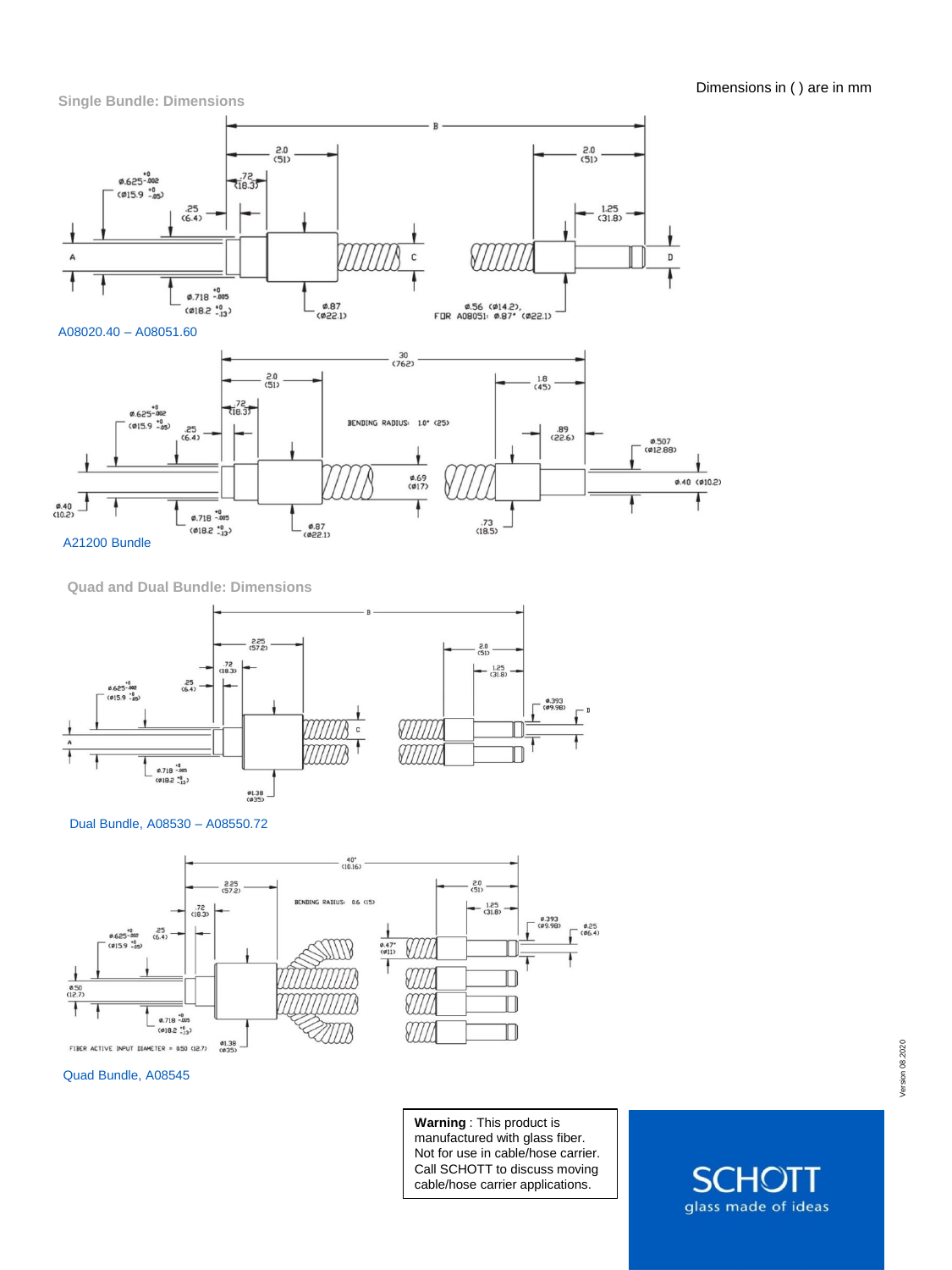Dimensions in ( ) are in mm

## Single Bundle: Dimensions

A08020.40 – A08051.60

A21200 Bundle

## Quad and Dual Bundle: Dimensions

Dual Bundle, A08530 – A08550.72

Quad Bundle, A08545

**Warning** : This product is manufactured with glass fiber. Not for use in cable/hose carrier. Call SCHOTT to discuss moving cable/hose carrier applications.

SCHOTT
glass made of ideas

Version 08.2020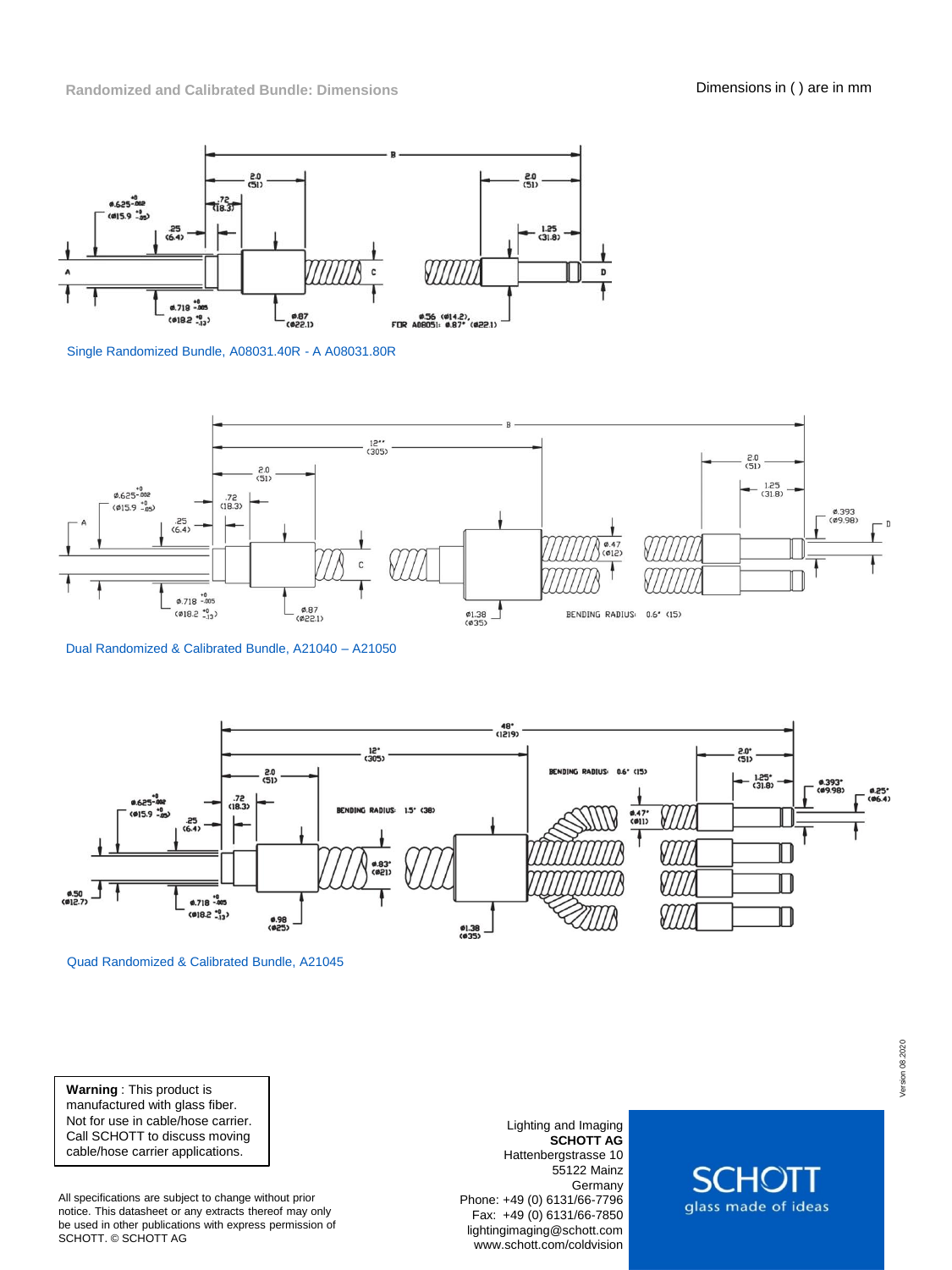## Randomized and Calibrated Bundle: Dimensions

Dimensions in ( ) are in mm

B
2.0 (51)
.72 (18.3)
ø.625 +0 -.002 (ø15.9 +0 -.05)
.25 (6.4)
A
C
D
2.0 (51)
1.25 (31.8)
ø.718 +0 -.005 (ø18.2 +0 -.13)
ø.87 (ø22.1)
ø.56 (ø14.2), FOR A08051: ø.87" (ø22.1)

Single Randomized Bundle, A08031.40R - A A08031.80R

B
12" (305)
2.0 (51)
ø.625 +0 -.002 (ø15.9 +0 -.05)
.72 (18.3)
.25 (6.4)
A
C
2.0 (51)
1.25 (31.8)
ø.393 (ø9.98)
D
ø.47 (ø12)
ø.718 +0 -.005 (ø18.2 +0 -.13)
ø.87 (ø22.1)
ø1.38 (ø35)
BENDING RADIUS: 0.6" (15)

Dual Randomized & Calibrated Bundle, A21040 – A21050

48" (1219)
12" (305)
2.0 (51)
ø.625 +0 -.002 (ø15.9 +0 -.05)
.72 (18.3)
.25 (6.4)
BENDING RADIUS: 1.5" (38)
ø.83" (ø21)
BENDING RADIUS: 0.6" (15)
ø.47" (ø11)
2.0" (51)
1.25" (31.8)
ø.393" (ø9.98)
ø.25" (ø6.4)
ø.50 (ø12.7)
ø.718 +0 -.005 (ø18.2 +0 -.13)
ø.98 (ø25)
ø1.38 (ø35)

Quad Randomized & Calibrated Bundle, A21045

**Warning** : This product is manufactured with glass fiber. Not for use in cable/hose carrier. Call SCHOTT to discuss moving cable/hose carrier applications.

All specifications are subject to change without prior notice. This datasheet or any extracts thereof may only be used in other publications with express permission of SCHOTT. © SCHOTT AG

Lighting and Imaging
**SCHOTT AG**
Hattenbergstrasse 10
55122 Mainz
Germany
Phone: +49 (0) 6131/66-7796
Fax: +49 (0) 6131/66-7850
lightingimaging@schott.com
www.schott.com/coldvision

SCHOTT
glass made of ideas

Version 08.2020